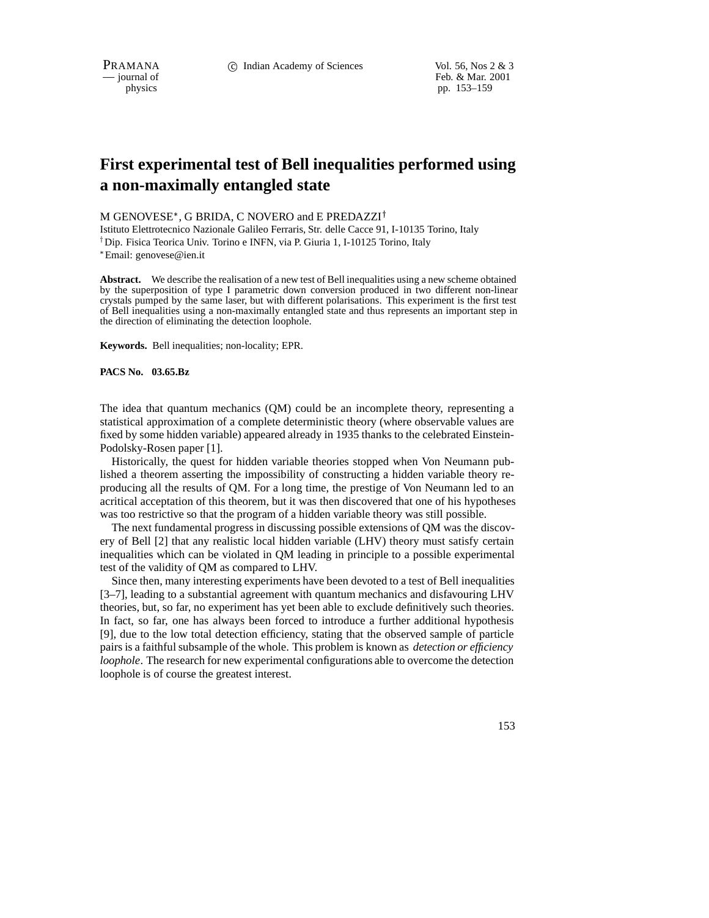# First experimental test of Bell inequalities performed using a non-maximally entangled state

M GENOVESE*, G BRIDA, C NOVERO and E PREDAZZI[†]

Istituto Elettrotecnico Nazionale Galileo Ferraris, Str. delle Cacce 91, I-10135 Torino, Italy

[†] Dip. Fisica Teorica Univ. Torino e INFN, via P. Giuria 1, I-10125 Torino, Italy

[*] Email: genovese@ien.it

**Abstract.** We describe the realisation of a new test of Bell inequalities using a new scheme obtained by the superposition of type I parametric down conversion produced in two different non-linear crystals pumped by the same laser, but with different polarisations. This experiment is the first test of Bell inequalities using a non-maximally entangled state and thus represents an important step in the direction of eliminating the detection loophole.

**Keywords.** Bell inequalities; non-locality; EPR.

**PACS No. 03.65.Bz**

The idea that quantum mechanics (QM) could be an incomplete theory, representing a statistical approximation of a complete deterministic theory (where observable values are fixed by some hidden variable) appeared already in 1935 thanks to the celebrated Einstein-Podolsky-Rosen paper [1].

Historically, the quest for hidden variable theories stopped when Von Neumann published a theorem asserting the impossibility of constructing a hidden variable theory reproducing all the results of QM. For a long time, the prestige of Von Neumann led to an acritical acceptation of this theorem, but it was then discovered that one of his hypotheses was too restrictive so that the program of a hidden variable theory was still possible.

The next fundamental progress in discussing possible extensions of QM was the discovery of Bell [2] that any realistic local hidden variable (LHV) theory must satisfy certain inequalities which can be violated in QM leading in principle to a possible experimental test of the validity of QM as compared to LHV.

Since then, many interesting experiments have been devoted to a test of Bell inequalities [3–7], leading to a substantial agreement with quantum mechanics and disfavouring LHV theories, but, so far, no experiment has yet been able to exclude definitively such theories. In fact, so far, one has always been forced to introduce a further additional hypothesis [9], due to the low total detection efficiency, stating that the observed sample of particle pairs is a faithful subsample of the whole. This problem is known as *detection or efficiency loophole*. The research for new experimental configurations able to overcome the detection loophole is of course the greatest interest.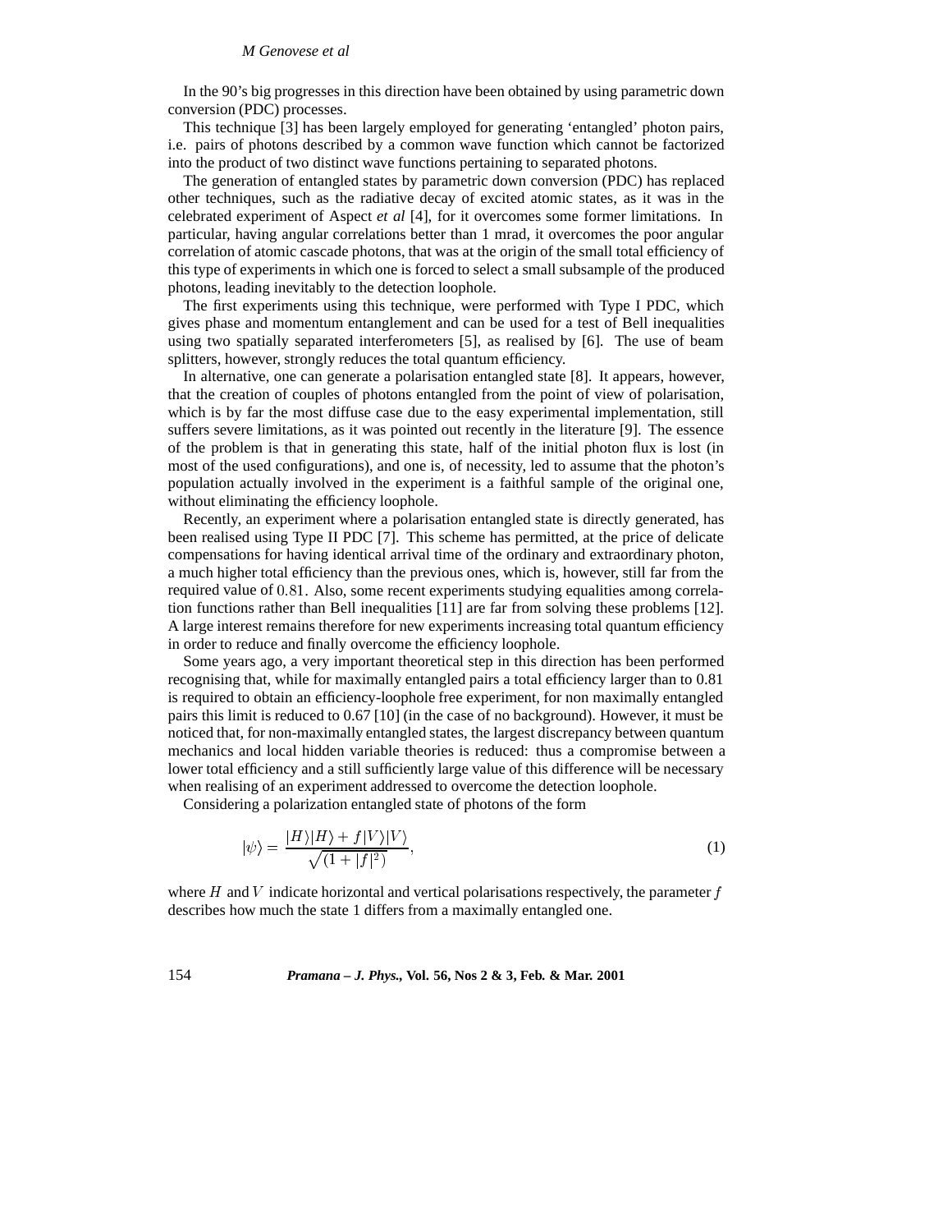In the 90's big progresses in this direction have been obtained by using parametric down conversion (PDC) processes.

This technique [3] has been largely employed for generating 'entangled' photon pairs, i.e. pairs of photons described by a common wave function which cannot be factorized into the product of two distinct wave functions pertaining to separated photons.

The generation of entangled states by parametric down conversion (PDC) has replaced other techniques, such as the radiative decay of excited atomic states, as it was in the celebrated experiment of Aspect *et al* [4], for it overcomes some former limitations. In particular, having angular correlations better than 1 mrad, it overcomes the poor angular correlation of atomic cascade photons, that was at the origin of the small total efficiency of this type of experiments in which one is forced to select a small subsample of the produced photons, leading inevitably to the detection loophole.

The first experiments using this technique, were performed with Type I PDC, which gives phase and momentum entanglement and can be used for a test of Bell inequalities using two spatially separated interferometers [5], as realised by [6]. The use of beam splitters, however, strongly reduces the total quantum efficiency.

In alternative, one can generate a polarisation entangled state [8]. It appears, however, that the creation of couples of photons entangled from the point of view of polarisation, which is by far the most diffuse case due to the easy experimental implementation, still suffers severe limitations, as it was pointed out recently in the literature [9]. The essence of the problem is that in generating this state, half of the initial photon flux is lost (in most of the used configurations), and one is, of necessity, led to assume that the photon's population actually involved in the experiment is a faithful sample of the original one, without eliminating the efficiency loophole.

Recently, an experiment where a polarisation entangled state is directly generated, has been realised using Type II PDC [7]. This scheme has permitted, at the price of delicate compensations for having identical arrival time of the ordinary and extraordinary photon, a much higher total efficiency than the previous ones, which is, however, still far from the required value of $0.81$. Also, some recent experiments studying equalities among correlation functions rather than Bell inequalities [11] are far from solving these problems [12]. A large interest remains therefore for new experiments increasing total quantum efficiency in order to reduce and finally overcome the efficiency loophole.

Some years ago, a very important theoretical step in this direction has been performed recognising that, while for maximally entangled pairs a total efficiency larger than to 0.81 is required to obtain an efficiency-loophole free experiment, for non maximally entangled pairs this limit is reduced to 0.67 [10] (in the case of no background). However, it must be noticed that, for non-maximally entangled states, the largest discrepancy between quantum mechanics and local hidden variable theories is reduced: thus a compromise between a lower total efficiency and a still sufficiently large value of this difference will be necessary when realising of an experiment addressed to overcome the detection loophole.

Considering a polarization entangled state of photons of the form

$$|\psi\rangle = \frac{|H\rangle|H\rangle + f|V\rangle|V\rangle}{\sqrt{(1+|f|^2)}}, \tag{1}$$

where $H$ and $V$ indicate horizontal and vertical polarisations respectively, the parameter $f$ describes how much the state 1 differs from a maximally entangled one.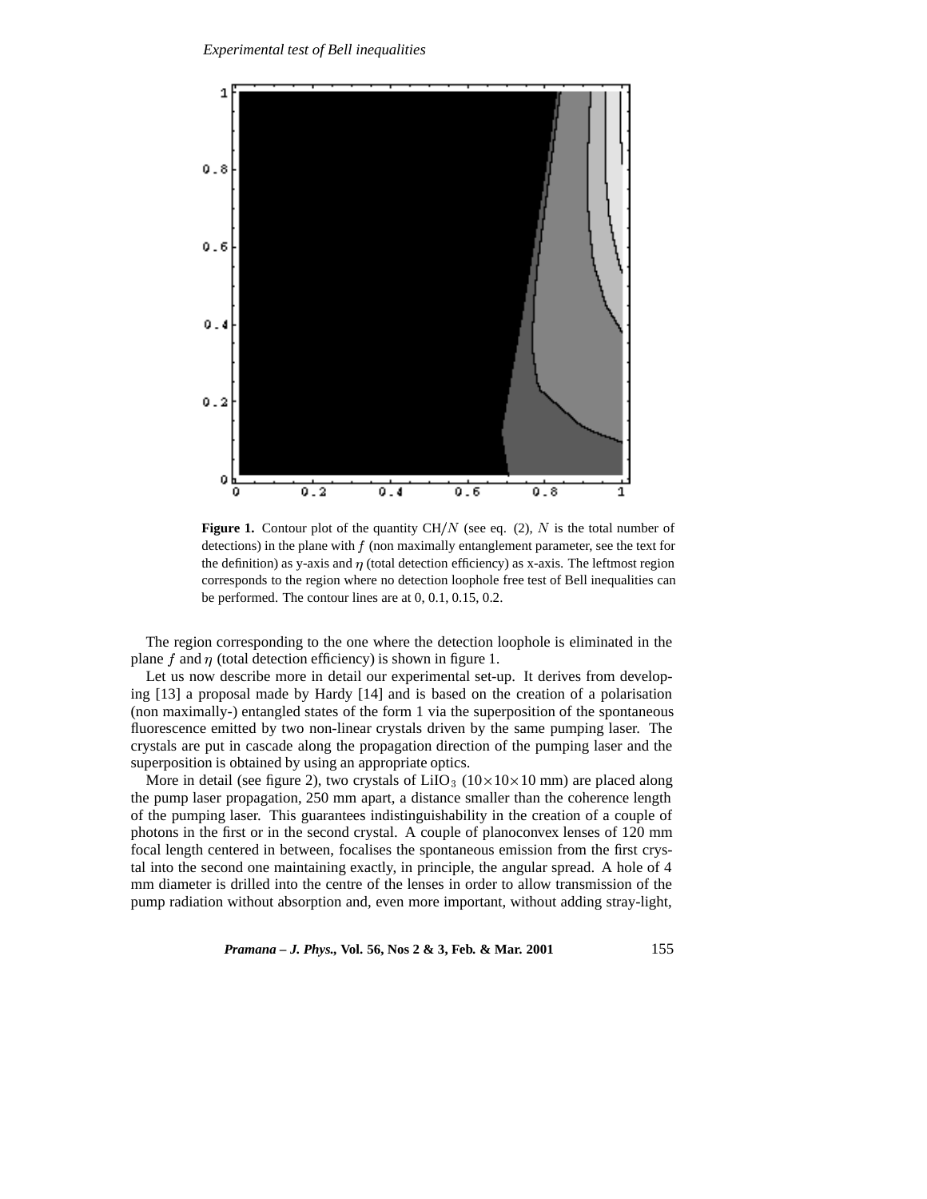**Figure 1.** Contour plot of the quantity CH/$N$ (see eq. (2), $N$ is the total number of detections) in the plane with $f$ (non maximally entanglement parameter, see the text for the definition) as y-axis and $\eta$ (total detection efficiency) as x-axis. The leftmost region corresponds to the region where no detection loophole free test of Bell inequalities can be performed. The contour lines are at 0, 0.1, 0.15, 0.2.

The region corresponding to the one where the detection loophole is eliminated in the plane $f$ and $\eta$ (total detection efficiency) is shown in figure 1.

Let us now describe more in detail our experimental set-up. It derives from developing [13] a proposal made by Hardy [14] and is based on the creation of a polarisation (non maximally-) entangled states of the form 1 via the superposition of the spontaneous fluorescence emitted by two non-linear crystals driven by the same pumping laser. The crystals are put in cascade along the propagation direction of the pumping laser and the superposition is obtained by using an appropriate optics.

More in detail (see figure 2), two crystals of $LiIO_3$ ($10\times10\times10$ mm) are placed along the pump laser propagation, 250 mm apart, a distance smaller than the coherence length of the pumping laser. This guarantees indistinguishability in the creation of a couple of photons in the first or in the second crystal. A couple of planoconvex lenses of 120 mm focal length centered in between, focalises the spontaneous emission from the first crystal into the second one maintaining exactly, in principle, the angular spread. A hole of 4 mm diameter is drilled into the centre of the lenses in order to allow transmission of the pump radiation without absorption and, even more important, without adding stray-light,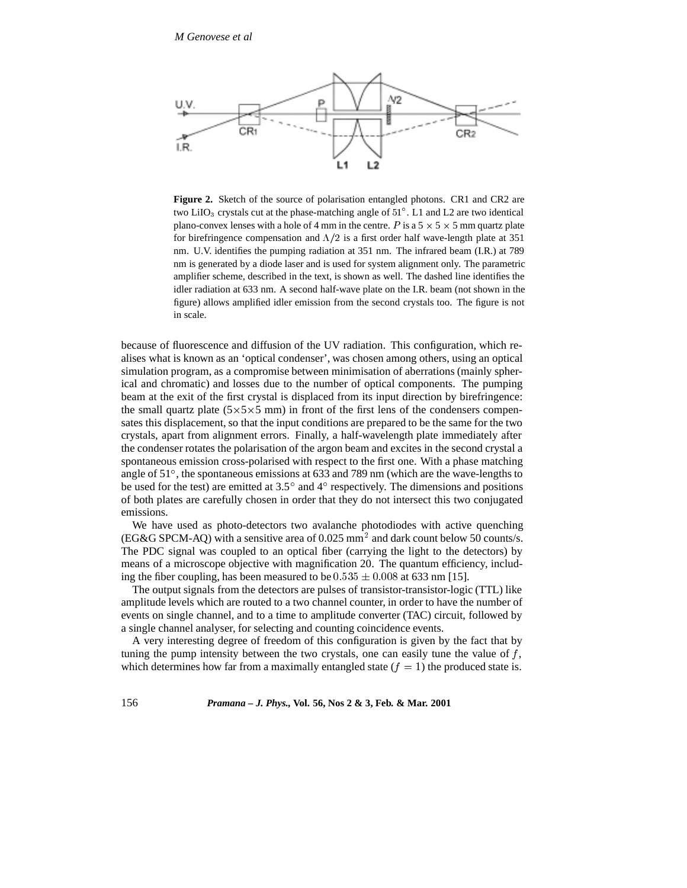**Figure 2.** Sketch of the source of polarisation entangled photons. CR1 and CR2 are two $LiIO_3$ crystals cut at the phase-matching angle of $51^\circ$. L1 and L2 are two identical plano-convex lenses with a hole of 4 mm in the centre. $P$ is a $5 \times 5 \times 5$ mm quartz plate for birefringence compensation and $\Lambda/2$ is a first order half wave-length plate at 351 nm. U.V. identifies the pumping radiation at 351 nm. The infrared beam (I.R.) at 789 nm is generated by a diode laser and is used for system alignment only. The parametric amplifier scheme, described in the text, is shown as well. The dashed line identifies the idler radiation at 633 nm. A second half-wave plate on the I.R. beam (not shown in the figure) allows amplified idler emission from the second crystals too. The figure is not in scale.

because of fluorescence and diffusion of the UV radiation. This configuration, which realises what is known as an 'optical condenser', was chosen among others, using an optical simulation program, as a compromise between minimisation of aberrations (mainly spherical and chromatic) and losses due to the number of optical components. The pumping beam at the exit of the first crystal is displaced from its input direction by birefringence: the small quartz plate ($5\times5\times5$ mm) in front of the first lens of the condensers compensates this displacement, so that the input conditions are prepared to be the same for the two crystals, apart from alignment errors. Finally, a half-wavelength plate immediately after the condenser rotates the polarisation of the argon beam and excites in the second crystal a spontaneous emission cross-polarised with respect to the first one. With a phase matching angle of $51^\circ$, the spontaneous emissions at 633 and 789 nm (which are the wave-lengths to be used for the test) are emitted at $3.5^\circ$ and $4^\circ$ respectively. The dimensions and positions of both plates are carefully chosen in order that they do not intersect this two conjugated emissions.

We have used as photo-detectors two avalanche photodiodes with active quenching (EG&G SPCM-AQ) with a sensitive area of 0.025 $mm^2$ and dark count below 50 counts/s. The PDC signal was coupled to an optical fiber (carrying the light to the detectors) by means of a microscope objective with magnification 20. The quantum efficiency, including the fiber coupling, has been measured to be $0.535 \pm 0.008$ at 633 nm [15].

The output signals from the detectors are pulses of transistor-transistor-logic (TTL) like amplitude levels which are routed to a two channel counter, in order to have the number of events on single channel, and to a time to amplitude converter (TAC) circuit, followed by a single channel analyser, for selecting and counting coincidence events.

A very interesting degree of freedom of this configuration is given by the fact that by tuning the pump intensity between the two crystals, one can easily tune the value of $f$, which determines how far from a maximally entangled state ($f = 1$) the produced state is.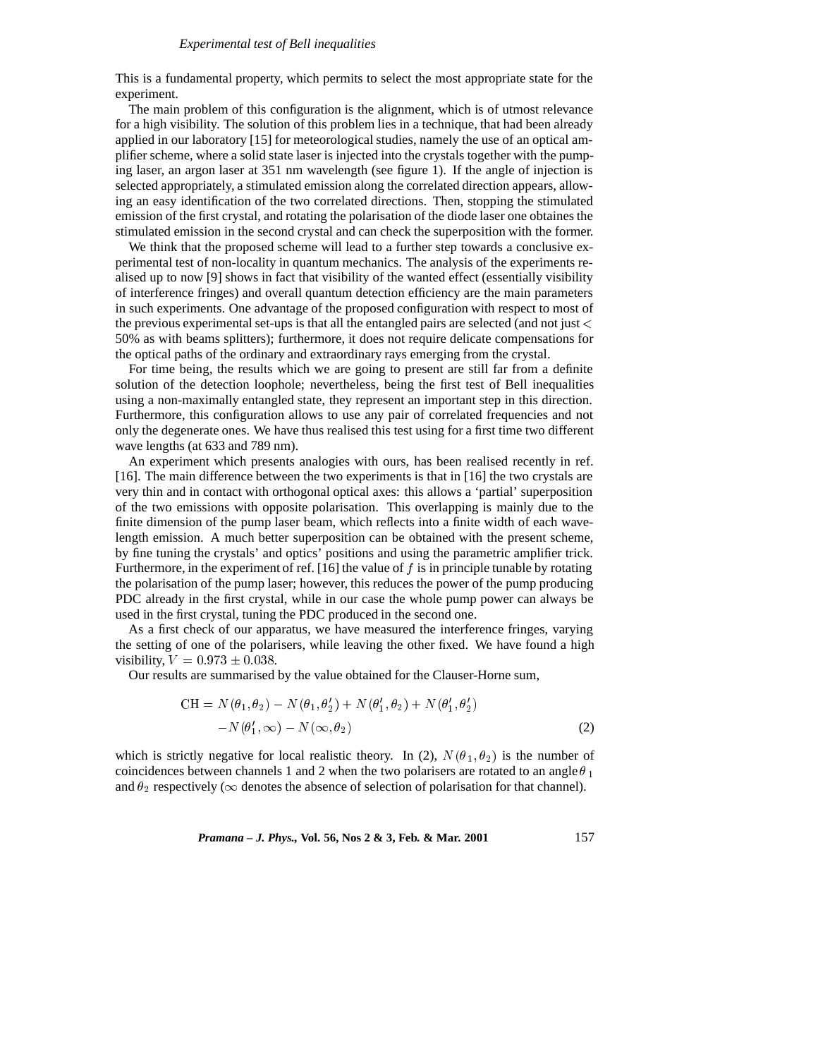This is a fundamental property, which permits to select the most appropriate state for the experiment.

The main problem of this configuration is the alignment, which is of utmost relevance for a high visibility. The solution of this problem lies in a technique, that had been already applied in our laboratory [15] for meteorological studies, namely the use of an optical amplifier scheme, where a solid state laser is injected into the crystals together with the pumping laser, an argon laser at 351 nm wavelength (see figure 1). If the angle of injection is selected appropriately, a stimulated emission along the correlated direction appears, allowing an easy identification of the two correlated directions. Then, stopping the stimulated emission of the first crystal, and rotating the polarisation of the diode laser one obtaines the stimulated emission in the second crystal and can check the superposition with the former.

We think that the proposed scheme will lead to a further step towards a conclusive experimental test of non-locality in quantum mechanics. The analysis of the experiments realised up to now [9] shows in fact that visibility of the wanted effect (essentially visibility of interference fringes) and overall quantum detection efficiency are the main parameters in such experiments. One advantage of the proposed configuration with respect to most of the previous experimental set-ups is that all the entangled pairs are selected (and not just $<$ 50% as with beams splitters); furthermore, it does not require delicate compensations for the optical paths of the ordinary and extraordinary rays emerging from the crystal.

For time being, the results which we are going to present are still far from a definite solution of the detection loophole; nevertheless, being the first test of Bell inequalities using a non-maximally entangled state, they represent an important step in this direction. Furthermore, this configuration allows to use any pair of correlated frequencies and not only the degenerate ones. We have thus realised this test using for a first time two different wave lengths (at 633 and 789 nm).

An experiment which presents analogies with ours, has been realised recently in ref. [16]. The main difference between the two experiments is that in [16] the two crystals are very thin and in contact with orthogonal optical axes: this allows a 'partial' superposition of the two emissions with opposite polarisation. This overlapping is mainly due to the finite dimension of the pump laser beam, which reflects into a finite width of each wavelength emission. A much better superposition can be obtained with the present scheme, by fine tuning the crystals' and optics' positions and using the parametric amplifier trick. Furthermore, in the experiment of ref. [16] the value of $f$ is in principle tunable by rotating the polarisation of the pump laser; however, this reduces the power of the pump producing PDC already in the first crystal, while in our case the whole pump power can always be used in the first crystal, tuning the PDC produced in the second one.

As a first check of our apparatus, we have measured the interference fringes, varying the setting of one of the polarisers, while leaving the other fixed. We have found a high visibility, $V = 0.973 \pm 0.038$.

Our results are summarised by the value obtained for the Clauser-Horne sum,

$$\begin{aligned} \mathrm{CH} = {} & N(\theta_1, \theta_2) - N(\theta_1, \theta_2') + N(\theta_1', \theta_2) + N(\theta_1', \theta_2') \\ & - N(\theta_1', \infty) - N(\infty, \theta_2) \end{aligned} \tag{2}$$

which is strictly negative for local realistic theory. In (2), $N(\theta_1, \theta_2)$ is the number of coincidences between channels 1 and 2 when the two polarisers are rotated to an angle $\theta_1$ and $\theta_2$ respectively ($\infty$ denotes the absence of selection of polarisation for that channel).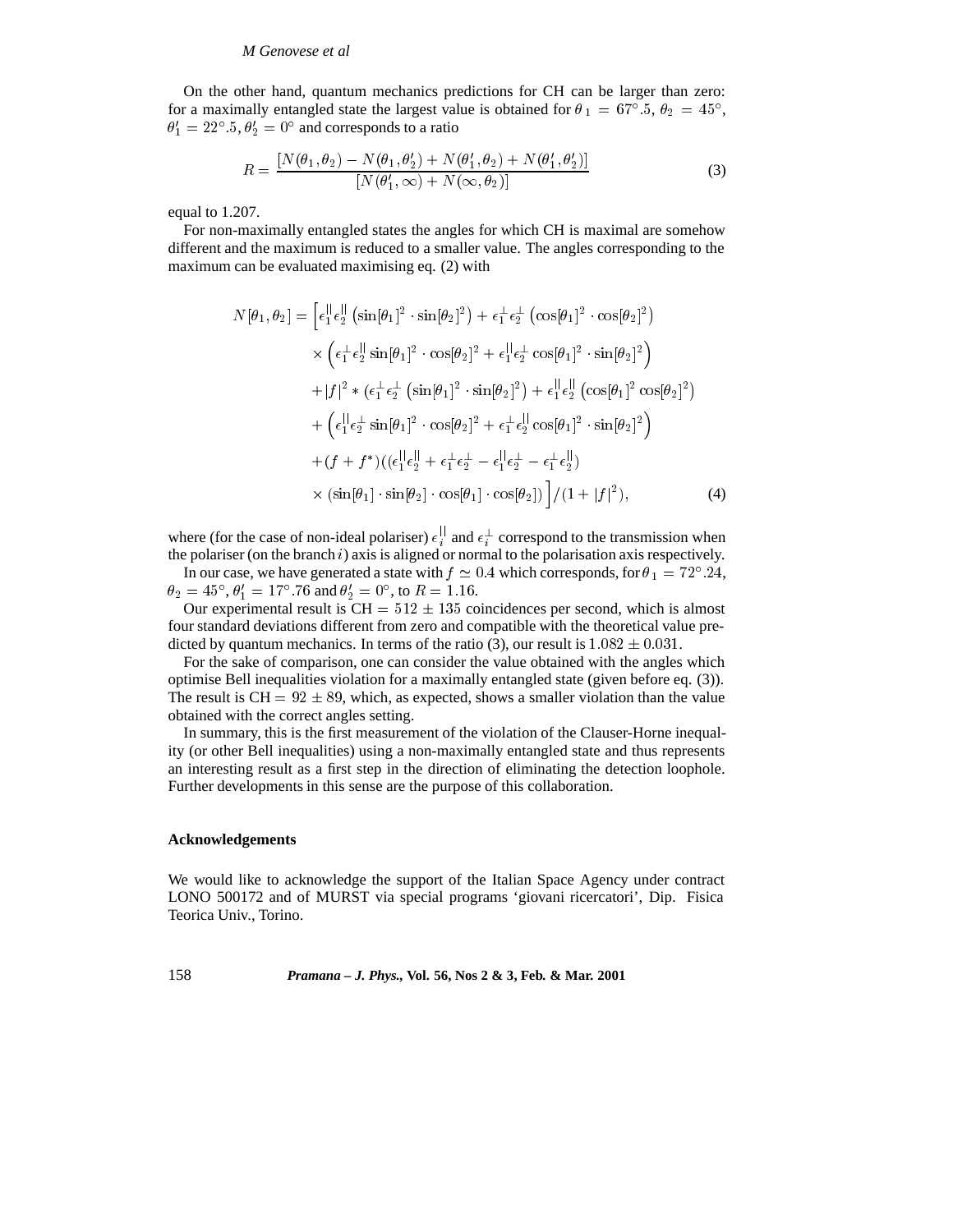On the other hand, quantum mechanics predictions for CH can be larger than zero: for a maximally entangled state the largest value is obtained for $\theta_1 = 67^\circ.5$, $\theta_2 = 45^\circ$, $\theta'_1 = 22^\circ.5, \theta'_2 = 0^\circ$ and corresponds to a ratio

$$R = \frac{[N(\theta_1, \theta_2) - N(\theta_1, \theta'_2) + N(\theta'_1, \theta_2) + N(\theta'_1, \theta'_2)]}{[N(\theta'_1, \infty) + N(\infty, \theta_2)]} \tag{3}$$

equal to 1.207.

For non-maximally entangled states the angles for which CH is maximal are somehow different and the maximum is reduced to a smaller value. The angles corresponding to the maximum can be evaluated maximising eq. (2) with

$$\begin{aligned}
N[\theta_1, \theta_2] = \Big[ & \epsilon_1^{||} \epsilon_2^{||} \left( \sin[\theta_1]^2 \cdot \sin[\theta_2]^2 \right) + \epsilon_1^{\perp} \epsilon_2^{\perp} \left( \cos[\theta_1]^2 \cdot \cos[\theta_2]^2 \right) \\
& \times \left( \epsilon_1^{\perp} \epsilon_2^{||} \sin[\theta_1]^2 \cdot \cos[\theta_2]^2 + \epsilon_1^{||} \epsilon_2^{\perp} \cos[\theta_1]^2 \cdot \sin[\theta_2]^2 \right) \\
& + |f|^2 * (\epsilon_1^{\perp} \epsilon_2^{\perp} \left( \sin[\theta_1]^2 \cdot \sin[\theta_2]^2 \right) + \epsilon_1^{||} \epsilon_2^{||} \left( \cos[\theta_1]^2 \cos[\theta_2]^2 \right) \\
& + \left( \epsilon_1^{||} \epsilon_2^{\perp} \sin[\theta_1]^2 \cdot \cos[\theta_2]^2 + \epsilon_1^{\perp} \epsilon_2^{||} \cos[\theta_1]^2 \cdot \sin[\theta_2]^2 \right) \\
& + (f + f^*)((\epsilon_1^{||} \epsilon_2^{||} + \epsilon_1^{\perp} \epsilon_2^{\perp} - \epsilon_1^{||} \epsilon_2^{\perp} - \epsilon_1^{\perp} \epsilon_2^{||}) \\
& \times (\sin[\theta_1] \cdot \sin[\theta_2] \cdot \cos[\theta_1] \cdot \cos[\theta_2]) \Big] / (1 + |f|^2),
\end{aligned} \tag{4}$$

where (for the case of non-ideal polariser) $\epsilon_i^{||}$ and $\epsilon_i^{\perp}$ correspond to the transmission when the polariser (on the branch $i$) axis is aligned or normal to the polarisation axis respectively.

In our case, we have generated a state with $f \simeq 0.4$ which corresponds, for $\theta_1 = 72^\circ.24$, $\theta_2 = 45^\circ$, $\theta'_1 = 17^\circ.76$ and $\theta'_2 = 0^\circ$, to $R = 1.16$.

Our experimental result is CH $= 512 \pm 135$ coincidences per second, which is almost four standard deviations different from zero and compatible with the theoretical value predicted by quantum mechanics. In terms of the ratio (3), our result is $1.082 \pm 0.031$.

For the sake of comparison, one can consider the value obtained with the angles which optimise Bell inequalities violation for a maximally entangled state (given before eq. (3)). The result is CH $= 92 \pm 89$, which, as expected, shows a smaller violation than the value obtained with the correct angles setting.

In summary, this is the first measurement of the violation of the Clauser-Horne inequality (or other Bell inequalities) using a non-maximally entangled state and thus represents an interesting result as a first step in the direction of eliminating the detection loophole. Further developments in this sense are the purpose of this collaboration.

### Acknowledgements

We would like to acknowledge the support of the Italian Space Agency under contract LONO 500172 and of MURST via special programs 'giovani ricercatori', Dip. Fisica Teorica Univ., Torino.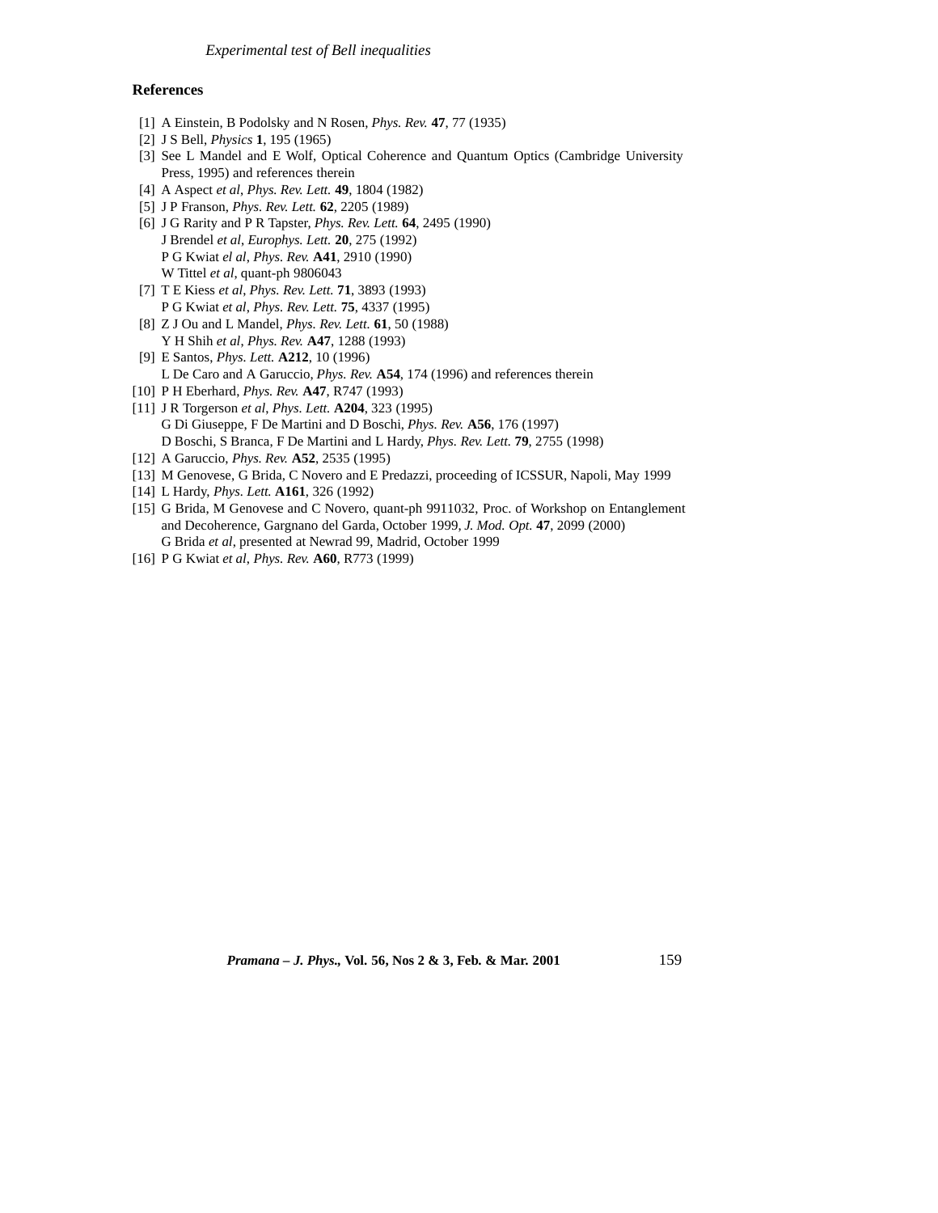## References

[1] A Einstein, B Podolsky and N Rosen, *Phys. Rev.* **47**, 77 (1935)
[2] J S Bell, *Physics* **1**, 195 (1965)
[3] See L Mandel and E Wolf, Optical Coherence and Quantum Optics (Cambridge University Press, 1995) and references therein
[4] A Aspect *et al*, *Phys. Rev. Lett.* **49**, 1804 (1982)
[5] J P Franson, *Phys. Rev. Lett.* **62**, 2205 (1989)
[6] J G Rarity and P R Tapster, *Phys. Rev. Lett.* **64**, 2495 (1990)
J Brendel *et al*, *Europhys. Lett.* **20**, 275 (1992)
P G Kwiat *el al*, *Phys. Rev.* **A41**, 2910 (1990)
W Tittel *et al*, quant-ph 9806043
[7] T E Kiess *et al*, *Phys. Rev. Lett.* **71**, 3893 (1993)
P G Kwiat *et al*, *Phys. Rev. Lett.* **75**, 4337 (1995)
[8] Z J Ou and L Mandel, *Phys. Rev. Lett.* **61**, 50 (1988)
Y H Shih *et al*, *Phys. Rev.* **A47**, 1288 (1993)
[9] E Santos, *Phys. Lett.* **A212**, 10 (1996)
L De Caro and A Garuccio, *Phys. Rev.* **A54**, 174 (1996) and references therein
[10] P H Eberhard, *Phys. Rev.* **A47**, R747 (1993)
[11] J R Torgerson *et al*, *Phys. Lett.* **A204**, 323 (1995)
G Di Giuseppe, F De Martini and D Boschi, *Phys. Rev.* **A56**, 176 (1997)
D Boschi, S Branca, F De Martini and L Hardy, *Phys. Rev. Lett.* **79**, 2755 (1998)
[12] A Garuccio, *Phys. Rev.* **A52**, 2535 (1995)
[13] M Genovese, G Brida, C Novero and E Predazzi, proceeding of ICSSUR, Napoli, May 1999
[14] L Hardy, *Phys. Lett.* **A161**, 326 (1992)
[15] G Brida, M Genovese and C Novero, quant-ph 9911032, Proc. of Workshop on Entanglement and Decoherence, Gargnano del Garda, October 1999, *J. Mod. Opt.* **47**, 2099 (2000)
G Brida *et al*, presented at Newrad 99, Madrid, October 1999
[16] P G Kwiat *et al*, *Phys. Rev.* **A60**, R773 (1999)